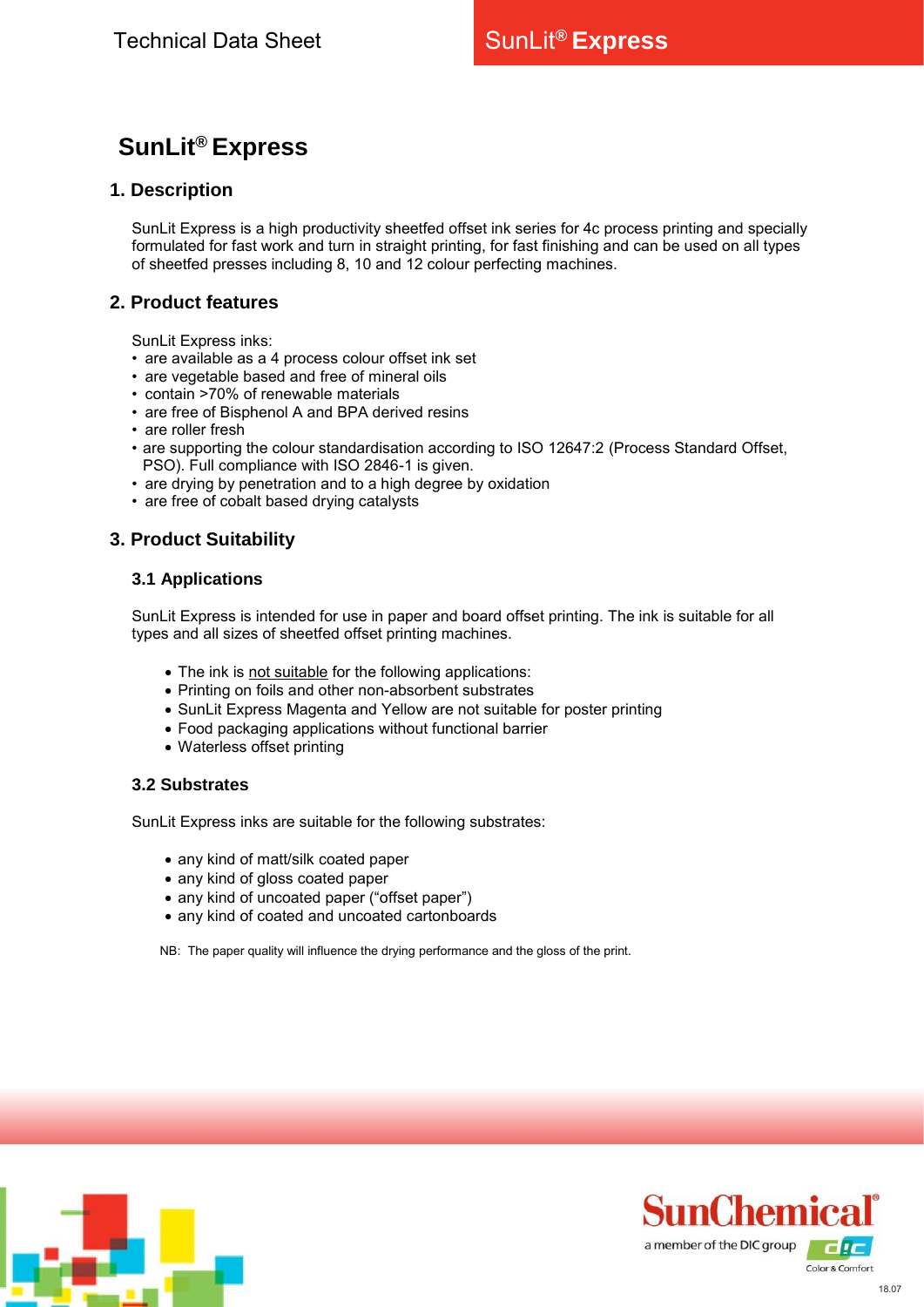# SunLit® Express

## 1. Description

SunLit Express is a high productivity sheetfed offset ink series for 4c process printing and specially formulated for fast work and turn in straight printing, for fast finishing and can be used on all types of sheetfed presses including 8, 10 and 12 colour perfecting machines.

## 2. Product features

SunLit Express inks:

- are available as a 4 process colour offset ink set
- are vegetable based and free of mineral oils
- contain >70% of renewable materials
- are free of Bisphenol A and BPA derived resins
- are roller fresh
- are supporting the colour standardisation according to ISO 12647:2 (Process Standard Offset, PSO). Full compliance with ISO 2846-1 is given.
- are drying by penetration and to a high degree by oxidation
- are free of cobalt based drying catalysts

## 3. Product Suitability

### 3.1 Applications

SunLit Express is intended for use in paper and board offset printing. The ink is suitable for all types and all sizes of sheetfed offset printing machines.

- The ink is not suitable for the following applications:
- Printing on foils and other non-absorbent substrates
- SunLit Express Magenta and Yellow are not suitable for poster printing
- Food packaging applications without functional barrier
- Waterless offset printing

### 3.2 Substrates

SunLit Express inks are suitable for the following substrates:

- any kind of matt/silk coated paper
- any kind of gloss coated paper
- any kind of uncoated paper (“offset paper”)
- any kind of coated and uncoated cartonboards

NB: The paper quality will influence the drying performance and the gloss of the print.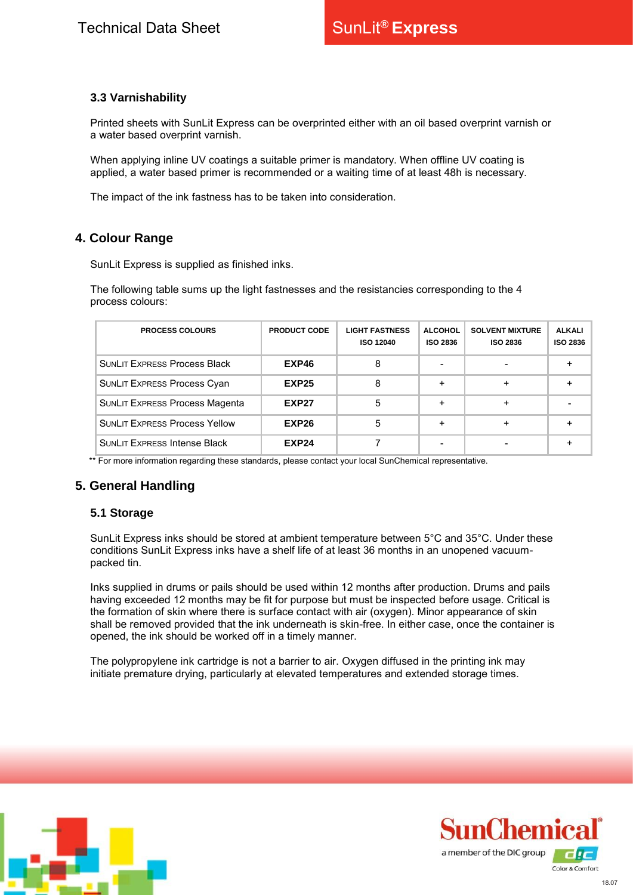### 3.3 Varnishability

Printed sheets with SunLit Express can be overprinted either with an oil based overprint varnish or a water based overprint varnish.

When applying inline UV coatings a suitable primer is mandatory. When offline UV coating is applied, a water based primer is recommended or a waiting time of at least 48h is necessary.

The impact of the ink fastness has to be taken into consideration.

## 4. Colour Range

SunLit Express is supplied as finished inks.

The following table sums up the light fastnesses and the resistancies corresponding to the 4 process colours:

| PROCESS COLOURS | PRODUCT CODE | LIGHT FASTNESS ISO 12040 | ALCOHOL ISO 2836 | SOLVENT MIXTURE ISO 2836 | ALKALI ISO 2836 |
|---|---|---|---|---|---|
| SunLit Express Process Black | **EXP46** | 8 | - | - | + |
| SunLit Express Process Cyan | **EXP25** | 8 | + | + | + |
| SunLit Express Process Magenta | **EXP27** | 5 | + | + | - |
| SunLit Express Process Yellow | **EXP26** | 5 | + | + | + |
| SunLit Express Intense Black | **EXP24** | 7 | - | - | + |

** For more information regarding these standards, please contact your local SunChemical representative.

## 5. General Handling

### 5.1 Storage

SunLit Express inks should be stored at ambient temperature between 5°C and 35°C. Under these conditions SunLit Express inks have a shelf life of at least 36 months in an unopened vacuum-packed tin.

Inks supplied in drums or pails should be used within 12 months after production. Drums and pails having exceeded 12 months may be fit for purpose but must be inspected before usage. Critical is the formation of skin where there is surface contact with air (oxygen). Minor appearance of skin shall be removed provided that the ink underneath is skin-free. In either case, once the container is opened, the ink should be worked off in a timely manner.

The polypropylene ink cartridge is not a barrier to air. Oxygen diffused in the printing ink may initiate premature drying, particularly at elevated temperatures and extended storage times.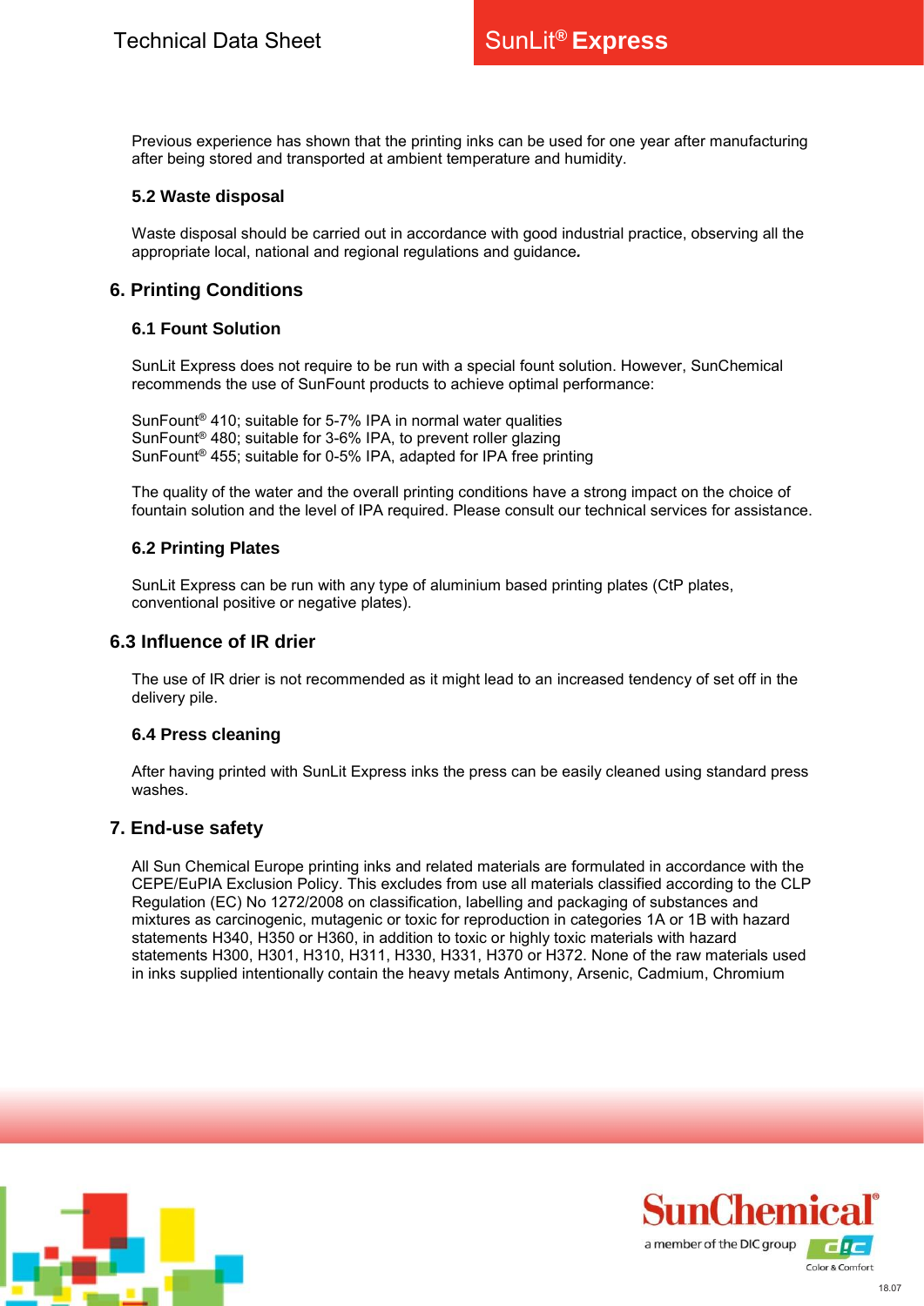Previous experience has shown that the printing inks can be used for one year after manufacturing after being stored and transported at ambient temperature and humidity.

### 5.2 Waste disposal

Waste disposal should be carried out in accordance with good industrial practice, observing all the appropriate local, national and regional regulations and guidance**.**

## 6. Printing Conditions

### 6.1 Fount Solution

SunLit Express does not require to be run with a special fount solution. However, SunChemical recommends the use of SunFount products to achieve optimal performance:

SunFount® 410; suitable for 5-7% IPA in normal water qualities
SunFount® 480; suitable for 3-6% IPA, to prevent roller glazing
SunFount® 455; suitable for 0-5% IPA, adapted for IPA free printing

The quality of the water and the overall printing conditions have a strong impact on the choice of fountain solution and the level of IPA required. Please consult our technical services for assistance.

### 6.2 Printing Plates

SunLit Express can be run with any type of aluminium based printing plates (CtP plates, conventional positive or negative plates).

## 6.3 Influence of IR drier

The use of IR drier is not recommended as it might lead to an increased tendency of set off in the delivery pile.

### 6.4 Press cleaning

After having printed with SunLit Express inks the press can be easily cleaned using standard press washes.

## 7. End-use safety

All Sun Chemical Europe printing inks and related materials are formulated in accordance with the CEPE/EuPIA Exclusion Policy. This excludes from use all materials classified according to the CLP Regulation (EC) No 1272/2008 on classification, labelling and packaging of substances and mixtures as carcinogenic, mutagenic or toxic for reproduction in categories 1A or 1B with hazard statements H340, H350 or H360, in addition to toxic or highly toxic materials with hazard statements H300, H301, H310, H311, H330, H331, H370 or H372. None of the raw materials used in inks supplied intentionally contain the heavy metals Antimony, Arsenic, Cadmium, Chromium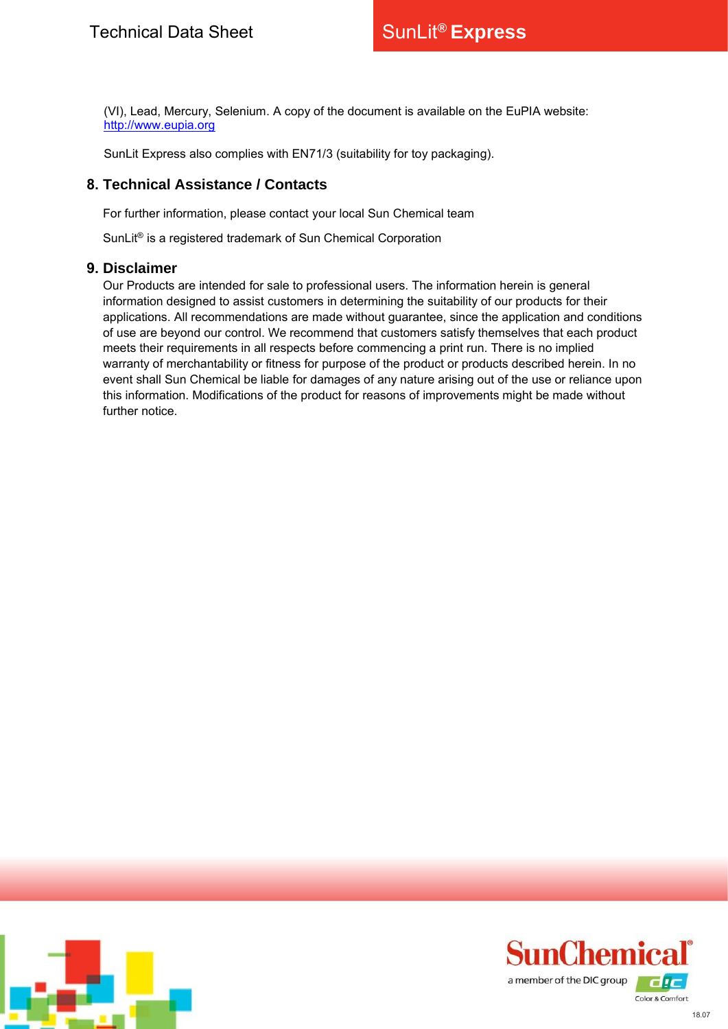(VI), Lead, Mercury, Selenium. A copy of the document is available on the EuPIA website: http://www.eupia.org

SunLit Express also complies with EN71/3 (suitability for toy packaging).

## 8. Technical Assistance / Contacts

For further information, please contact your local Sun Chemical team

SunLit® is a registered trademark of Sun Chemical Corporation

## 9. Disclaimer

Our Products are intended for sale to professional users. The information herein is general information designed to assist customers in determining the suitability of our products for their applications. All recommendations are made without guarantee, since the application and conditions of use are beyond our control. We recommend that customers satisfy themselves that each product meets their requirements in all respects before commencing a print run. There is no implied warranty of merchantability or fitness for purpose of the product or products described herein. In no event shall Sun Chemical be liable for damages of any nature arising out of the use or reliance upon this information. Modifications of the product for reasons of improvements might be made without further notice.